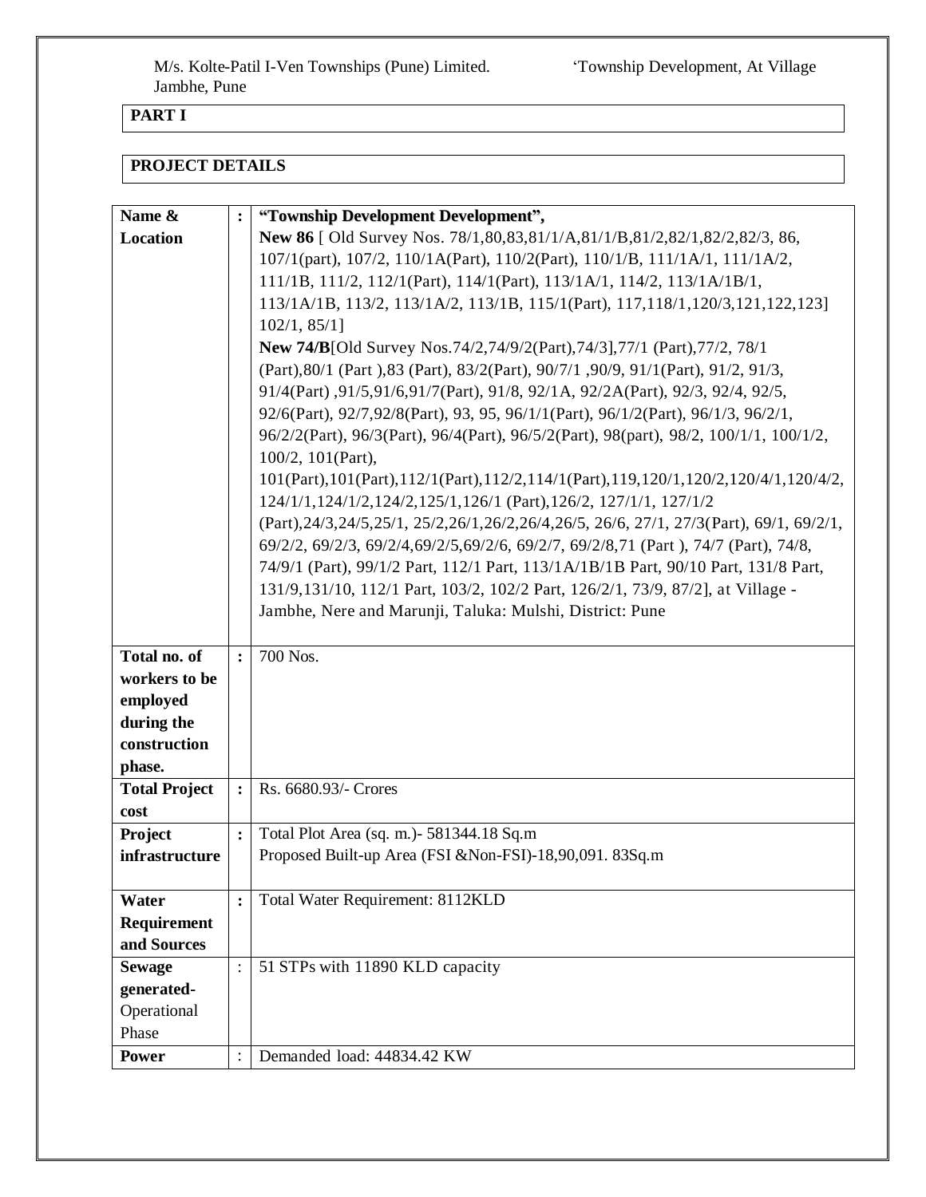M/s. Kolte-Patil I-Ven Townships (Pune) Limited. 'Township Development, At Village Jambhe, Pune

## PART I

## PROJECT DETAILS

| | | |
|---|---|---|
| **Name & Location** | **:** | **"Township Development Development",** <br> **New 86** [ Old Survey Nos. 78/1,80,83,81/1/A,81/1/B,81/2,82/1,82/2,82/3, 86, 107/1(part), 107/2, 110/1A(Part), 110/2(Part), 110/1/B, 111/1A/1, 111/1A/2, 111/1B, 111/2, 112/1(Part), 114/1(Part), 113/1A/1, 114/2, 113/1A/1B/1, 113/1A/1B, 113/2, 113/1A/2, 113/1B, 115/1(Part), 117,118/1,120/3,121,122,123] 102/1, 85/1] <br> **New 74/B**[Old Survey Nos.74/2,74/9/2(Part),74/3],77/1 (Part),77/2, 78/1 (Part),80/1 (Part ),83 (Part), 83/2(Part), 90/7/1 ,90/9, 91/1(Part), 91/2, 91/3, 91/4(Part) ,91/5,91/6,91/7(Part), 91/8, 92/1A, 92/2A(Part), 92/3, 92/4, 92/5, 92/6(Part), 92/7,92/8(Part), 93, 95, 96/1/1(Part), 96/1/2(Part), 96/1/3, 96/2/1, 96/2/2(Part), 96/3(Part), 96/4(Part), 96/5/2(Part), 98(part), 98/2, 100/1/1, 100/1/2, 100/2, 101(Part), 101(Part),101(Part),112/1(Part),112/2,114/1(Part),119,120/1,120/2,120/4/1,120/4/2, 124/1/1,124/1/2,124/2,125/1,126/1 (Part),126/2, 127/1/1, 127/1/2 (Part),24/3,24/5,25/1, 25/2,26/1,26/2,26/4,26/5, 26/6, 27/1, 27/3(Part), 69/1, 69/2/1, 69/2/2, 69/2/3, 69/2/4,69/2/5,69/2/6, 69/2/7, 69/2/8,71 (Part ), 74/7 (Part), 74/8, 74/9/1 (Part), 99/1/2 Part, 112/1 Part, 113/1A/1B/1B Part, 90/10 Part, 131/8 Part, 131/9,131/10, 112/1 Part, 103/2, 102/2 Part, 126/2/1, 73/9, 87/2], at Village - Jambhe, Nere and Marunji, Taluka: Mulshi, District: Pune |
| **Total no. of workers to be employed during the construction phase.** | **:** | 700 Nos. |
| **Total Project cost** | **:** | Rs. 6680.93/- Crores |
| **Project infrastructure** | **:** | Total Plot Area (sq. m.)- 581344.18 Sq.m <br> Proposed Built-up Area (FSI &Non-FSI)-18,90,091. 83Sq.m |
| **Water Requirement and Sources** | **:** | Total Water Requirement: 8112KLD |
| **Sewage generated-** Operational Phase | : | 51 STPs with 11890 KLD capacity |
| **Power** | : | Demanded load: 44834.42 KW |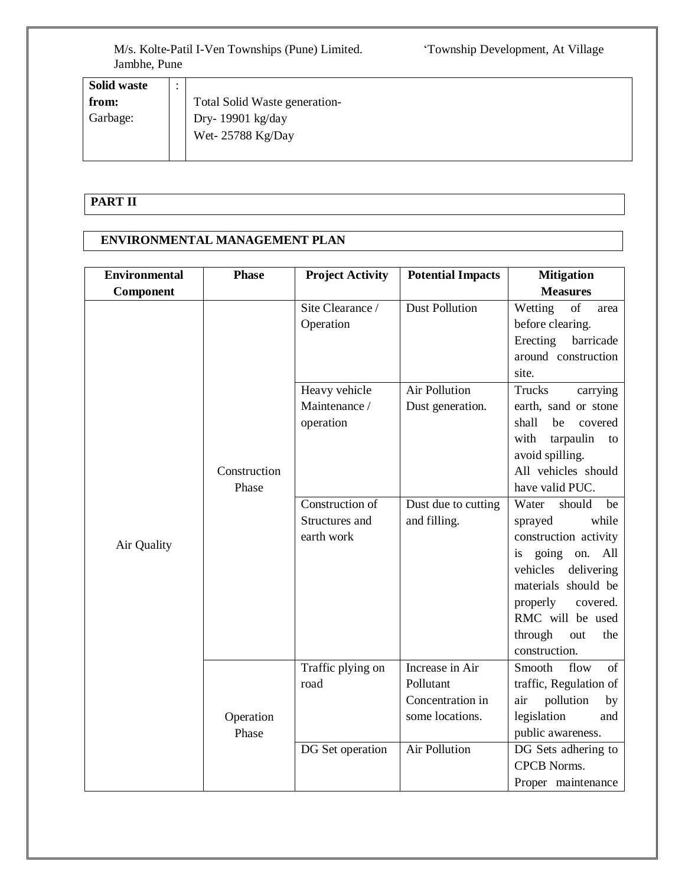| Solid waste from: Garbage: | : | Total Solid Waste generation- Dry- 19901 kg/day Wet- 25788 Kg/Day |
|---|---|---|

## PART II

## ENVIRONMENTAL MANAGEMENT PLAN

| Environmental Component | Phase | Project Activity | Potential Impacts | Mitigation Measures |
|---|---|---|---|---|
| Air Quality | Construction Phase | Site Clearance / Operation | Dust Pollution | Wetting of area before clearing. Erecting barricade around construction site. |
| | | Heavy vehicle Maintenance / operation | Air Pollution Dust generation. | Trucks carrying earth, sand or stone shall be covered with tarpaulin to avoid spilling. All vehicles should have valid PUC. |
| | | Construction of Structures and earth work | Dust due to cutting and filling. | Water should be sprayed while construction activity is going on. All vehicles delivering materials should be properly covered. RMC will be used through out the construction. |
| | Operation Phase | Traffic plying on road | Increase in Air Pollutant Concentration in some locations. | Smooth flow of traffic, Regulation of air pollution by legislation and public awareness. |
| | | DG Set operation | Air Pollution | DG Sets adhering to CPCB Norms. Proper maintenance |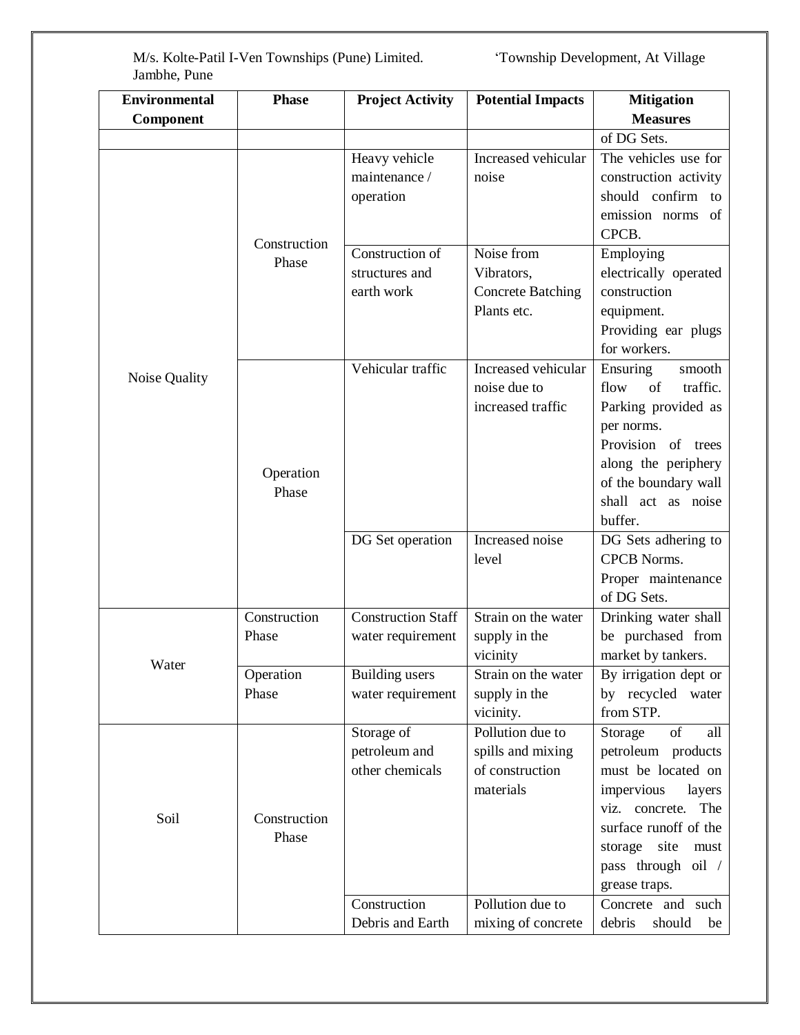| Environmental Component | Phase | Project Activity | Potential Impacts | Mitigation Measures |
|---|---|---|---|---|
| | | | | of DG Sets. |
| Noise Quality | Construction Phase | Heavy vehicle maintenance / operation | Increased vehicular noise | The vehicles use for construction activity should confirm to emission norms of CPCB. |
| | | Construction of structures and earth work | Noise from Vibrators, Concrete Batching Plants etc. | Employing electrically operated construction equipment. Providing ear plugs for workers. |
| | Operation Phase | Vehicular traffic | Increased vehicular noise due to increased traffic | Ensuring smooth flow of traffic. Parking provided as per norms. Provision of trees along the periphery of the boundary wall shall act as noise buffer. |
| | | DG Set operation | Increased noise level | DG Sets adhering to CPCB Norms. Proper maintenance of DG Sets. |
| Water | Construction Phase | Construction Staff water requirement | Strain on the water supply in the vicinity | Drinking water shall be purchased from market by tankers. |
| | Operation Phase | Building users water requirement | Strain on the water supply in the vicinity. | By irrigation dept or by recycled water from STP. |
| Soil | Construction Phase | Storage of petroleum and other chemicals | Pollution due to spills and mixing of construction materials | Storage of all petroleum products must be located on impervious layers viz. concrete. The surface runoff of the storage site must pass through oil / grease traps. |
| | | Construction Debris and Earth | Pollution due to mixing of concrete | Concrete and such debris should be |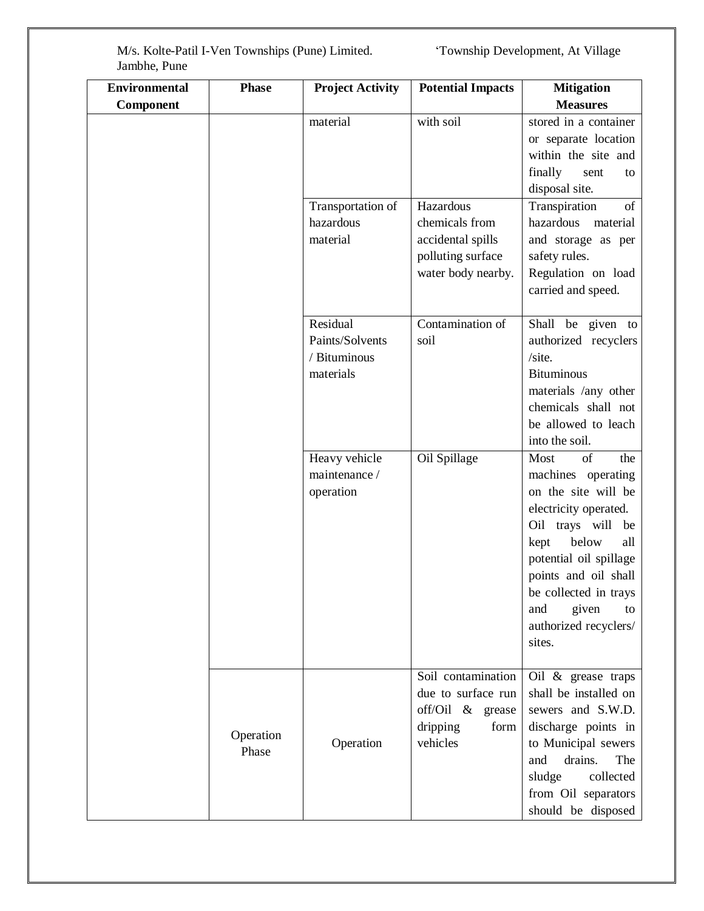| Environmental Component | Phase | Project Activity | Potential Impacts | Mitigation Measures |
|---|---|---|---|---|
| | | material | with soil | stored in a container or separate location within the site and finally sent to disposal site. |
| | | Transportation of hazardous material | Hazardous chemicals from accidental spills polluting surface water body nearby. | Transpiration of hazardous material and storage as per safety rules. Regulation on load carried and speed. |
| | | Residual Paints/Solvents / Bituminous materials | Contamination of soil | Shall be given to authorized recyclers /site. Bituminous materials /any other chemicals shall not be allowed to leach into the soil. |
| | | Heavy vehicle maintenance / operation | Oil Spillage | Most of the machines operating on the site will be electricity operated. Oil trays will be kept below all potential oil spillage points and oil shall be collected in trays and given to authorized recyclers/ sites. |
| | Operation Phase | Operation | Soil contamination due to surface run off/Oil & grease dripping form vehicles | Oil & grease traps shall be installed on sewers and S.W.D. discharge points in to Municipal sewers and drains. The sludge collected from Oil separators should be disposed |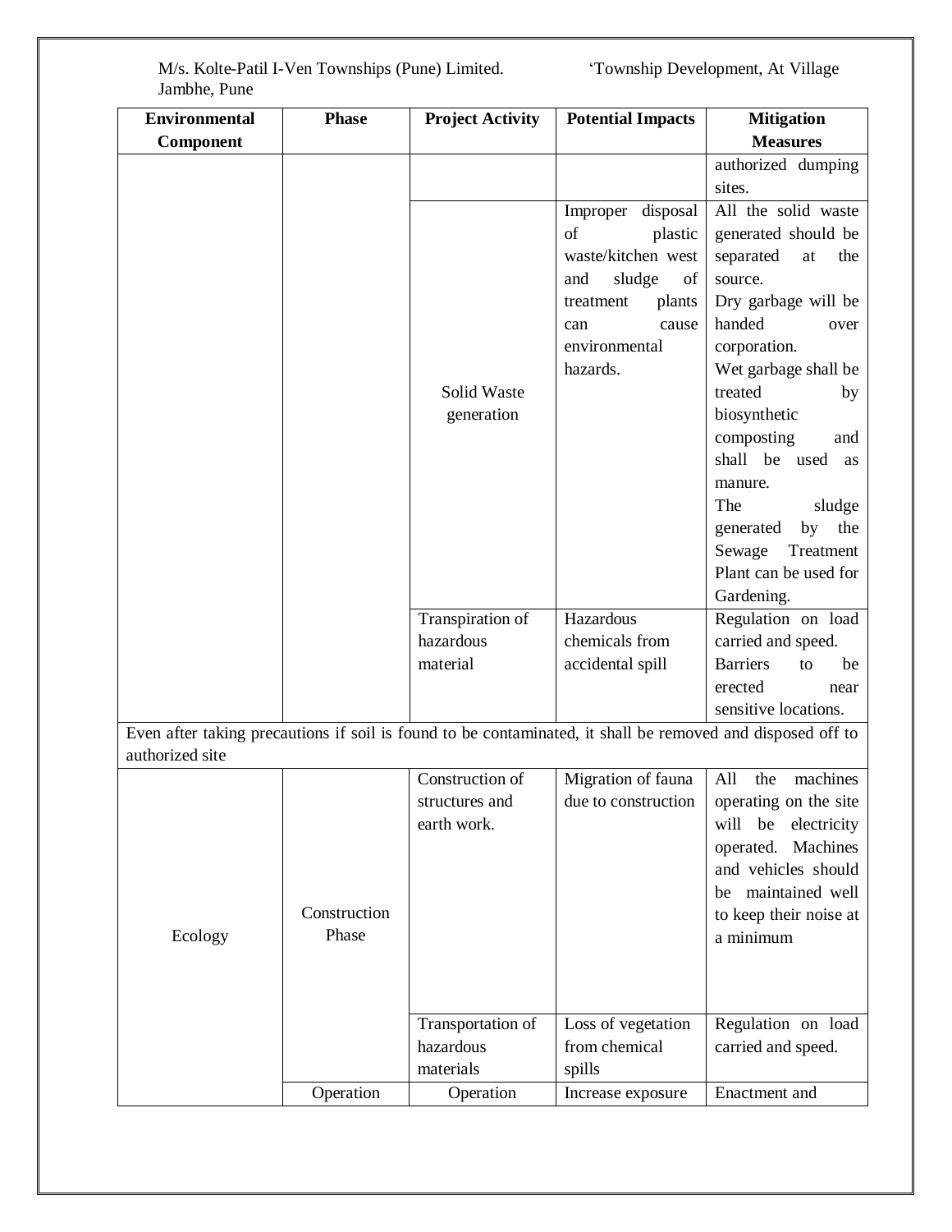| Environmental Component | Phase | Project Activity | Potential Impacts | Mitigation Measures |
|---|---|---|---|---|
| | | | | authorized dumping sites. |
| | | Solid Waste generation | Improper disposal of plastic waste/kitchen west and sludge of treatment plants can cause environmental hazards. | All the solid waste generated should be separated at the source. Dry garbage will be handed over corporation. Wet garbage shall be treated by biosynthetic composting and shall be used as manure. The sludge generated by the Sewage Treatment Plant can be used for Gardening. |
| | | Transpiration of hazardous material | Hazardous chemicals from accidental spill | Regulation on load carried and speed. Barriers to be erected near sensitive locations. |
| Even after taking precautions if soil is found to be contaminated, it shall be removed and disposed off to authorized site | | | | |
| Ecology | Construction Phase | Construction of structures and earth work. | Migration of fauna due to construction | All the machines operating on the site will be electricity operated. Machines and vehicles should be maintained well to keep their noise at a minimum |
| | | Transportation of hazardous materials | Loss of vegetation from chemical spills | Regulation on load carried and speed. |
| | Operation | Operation | Increase exposure | Enactment and |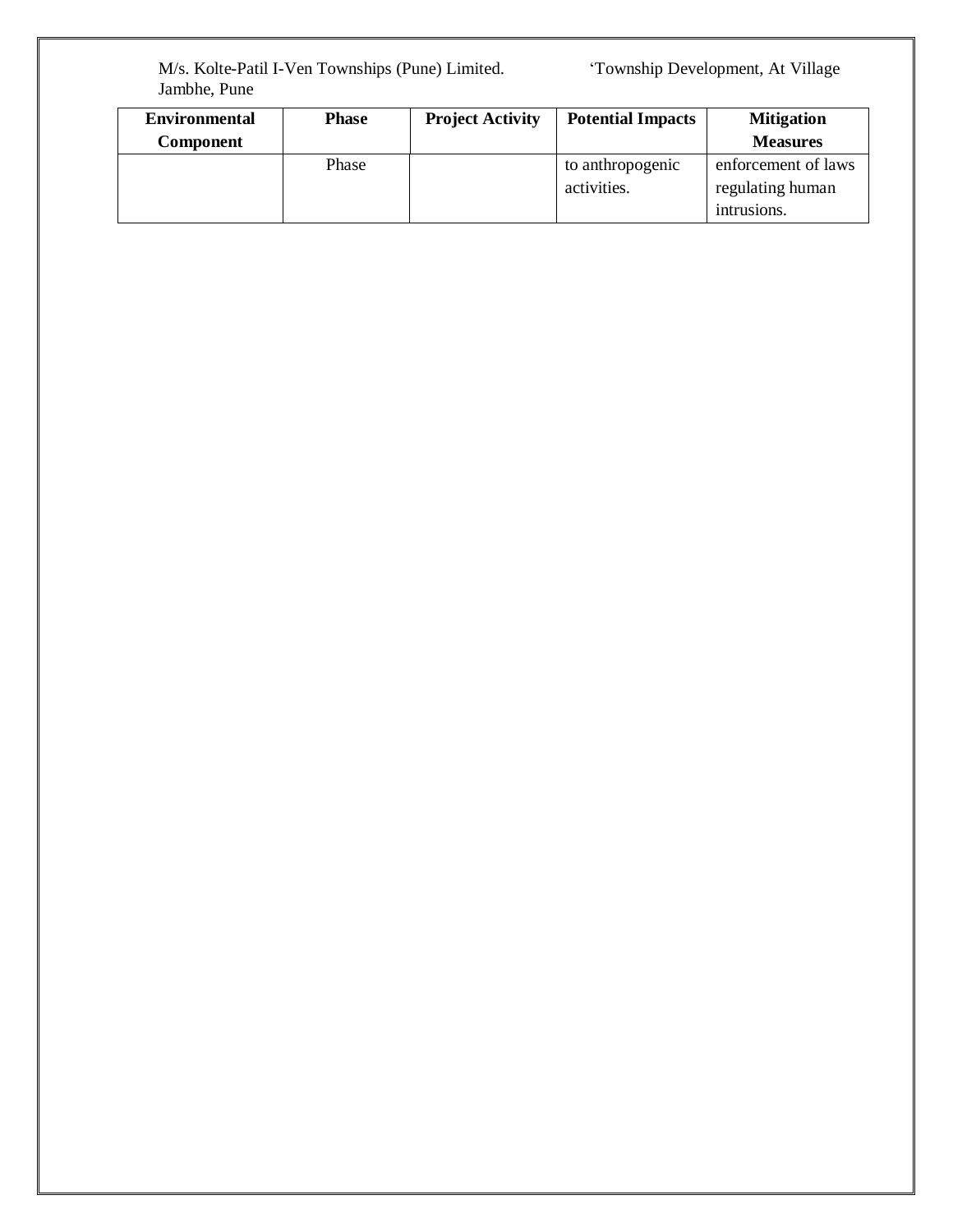| Environmental Component | Phase | Project Activity | Potential Impacts | Mitigation Measures |
|---|---|---|---|---|
| | Phase | | to anthropogenic activities. | enforcement of laws regulating human intrusions. |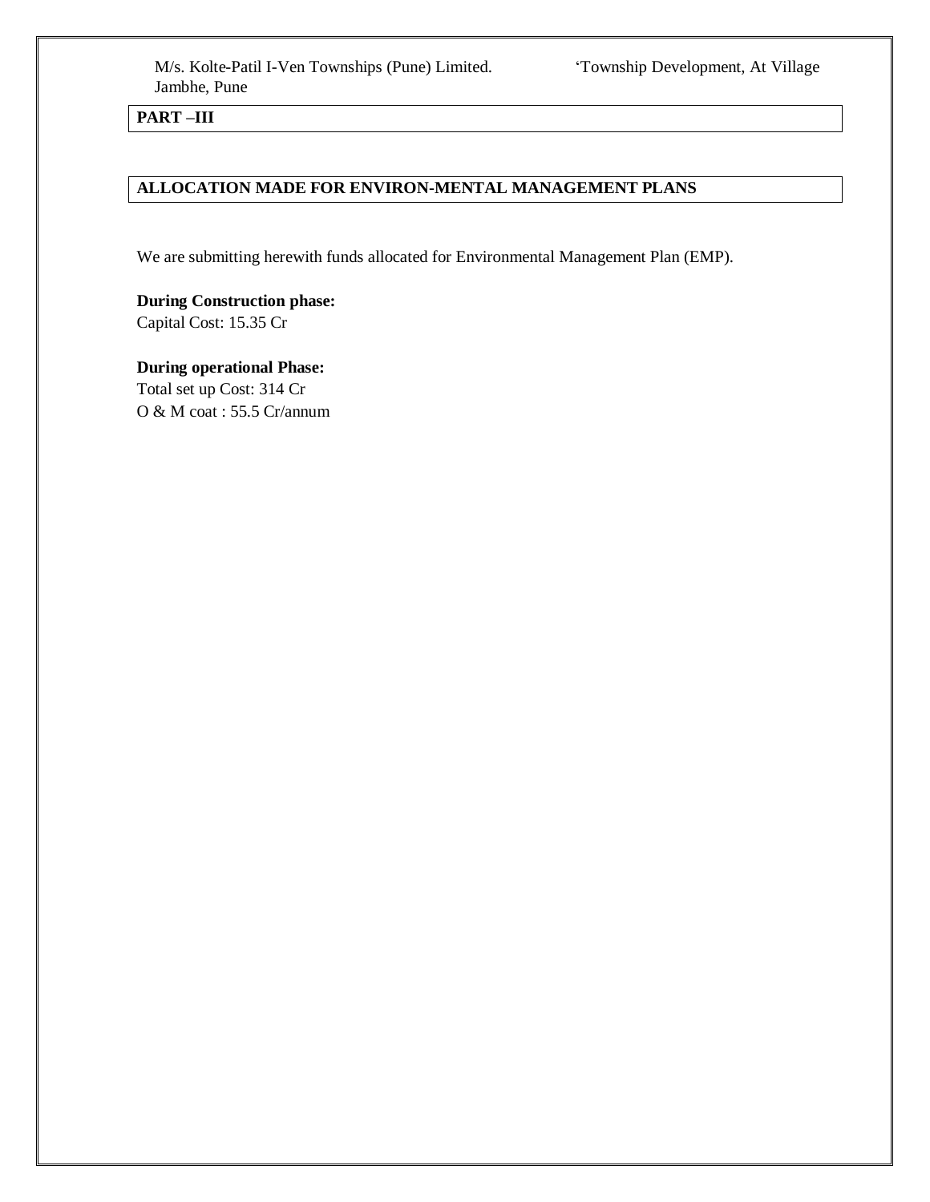## PART –III

## ALLOCATION MADE FOR ENVIRON-MENTAL MANAGEMENT PLANS

We are submitting herewith funds allocated for Environmental Management Plan (EMP).

**During Construction phase:**
Capital Cost: 15.35 Cr

**During operational Phase:**
Total set up Cost: 314 Cr
O & M coat : 55.5 Cr/annum